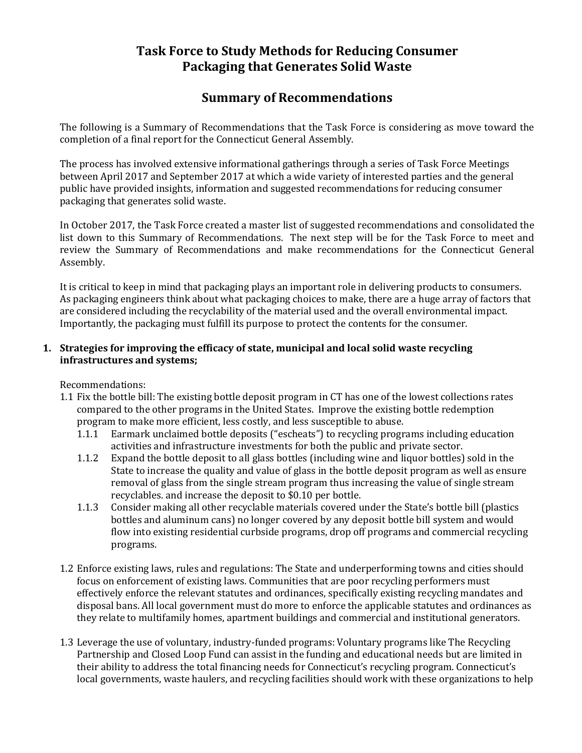# Task Force to Study Methods for Reducing Consumer Packaging that Generates Solid Waste

## Summary of Recommendations

The following is a Summary of Recommendations that the Task Force is considering as move toward the completion of a final report for the Connecticut General Assembly.

The process has involved extensive informational gatherings through a series of Task Force Meetings between April 2017 and September 2017 at which a wide variety of interested parties and the general public have provided insights, information and suggested recommendations for reducing consumer packaging that generates solid waste.

In October 2017, the Task Force created a master list of suggested recommendations and consolidated the list down to this Summary of Recommendations. The next step will be for the Task Force to meet and review the Summary of Recommendations and make recommendations for the Connecticut General Assembly.

It is critical to keep in mind that packaging plays an important role in delivering products to consumers. As packaging engineers think about what packaging choices to make, there are a huge array of factors that are considered including the recyclability of the material used and the overall environmental impact. Importantly, the packaging must fulfill its purpose to protect the contents for the consumer.

**1. Strategies for improving the efficacy of state, municipal and local solid waste recycling infrastructures and systems;**

Recommendations:

1.1 Fix the bottle bill: The existing bottle deposit program in CT has one of the lowest collections rates compared to the other programs in the United States. Improve the existing bottle redemption program to make more efficient, less costly, and less susceptible to abuse.

- 1.1.1 Earmark unclaimed bottle deposits ("escheats") to recycling programs including education activities and infrastructure investments for both the public and private sector.
- 1.1.2 Expand the bottle deposit to all glass bottles (including wine and liquor bottles) sold in the State to increase the quality and value of glass in the bottle deposit program as well as ensure removal of glass from the single stream program thus increasing the value of single stream recyclables. and increase the deposit to $0.10 per bottle.
- 1.1.3 Consider making all other recyclable materials covered under the State's bottle bill (plastics bottles and aluminum cans) no longer covered by any deposit bottle bill system and would flow into existing residential curbside programs, drop off programs and commercial recycling programs.

1.2 Enforce existing laws, rules and regulations: The State and underperforming towns and cities should focus on enforcement of existing laws. Communities that are poor recycling performers must effectively enforce the relevant statutes and ordinances, specifically existing recycling mandates and disposal bans. All local government must do more to enforce the applicable statutes and ordinances as they relate to multifamily homes, apartment buildings and commercial and institutional generators.

1.3 Leverage the use of voluntary, industry-funded programs: Voluntary programs like The Recycling Partnership and Closed Loop Fund can assist in the funding and educational needs but are limited in their ability to address the total financing needs for Connecticut's recycling program. Connecticut's local governments, waste haulers, and recycling facilities should work with these organizations to help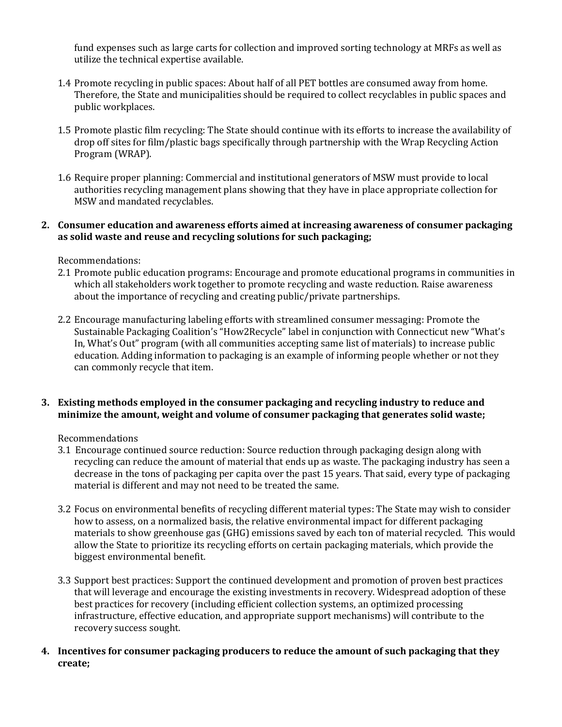fund expenses such as large carts for collection and improved sorting technology at MRFs as well as utilize the technical expertise available.

1.4 Promote recycling in public spaces: About half of all PET bottles are consumed away from home. Therefore, the State and municipalities should be required to collect recyclables in public spaces and public workplaces.

1.5 Promote plastic film recycling: The State should continue with its efforts to increase the availability of drop off sites for film/plastic bags specifically through partnership with the Wrap Recycling Action Program (WRAP).

1.6 Require proper planning: Commercial and institutional generators of MSW must provide to local authorities recycling management plans showing that they have in place appropriate collection for MSW and mandated recyclables.

**2. Consumer education and awareness efforts aimed at increasing awareness of consumer packaging as solid waste and reuse and recycling solutions for such packaging;**

Recommendations:

2.1 Promote public education programs: Encourage and promote educational programs in communities in which all stakeholders work together to promote recycling and waste reduction. Raise awareness about the importance of recycling and creating public/private partnerships.

2.2 Encourage manufacturing labeling efforts with streamlined consumer messaging: Promote the Sustainable Packaging Coalition's "How2Recycle" label in conjunction with Connecticut new "What's In, What's Out" program (with all communities accepting same list of materials) to increase public education. Adding information to packaging is an example of informing people whether or not they can commonly recycle that item.

**3. Existing methods employed in the consumer packaging and recycling industry to reduce and minimize the amount, weight and volume of consumer packaging that generates solid waste;**

Recommendations

3.1 Encourage continued source reduction: Source reduction through packaging design along with recycling can reduce the amount of material that ends up as waste. The packaging industry has seen a decrease in the tons of packaging per capita over the past 15 years. That said, every type of packaging material is different and may not need to be treated the same.

3.2 Focus on environmental benefits of recycling different material types: The State may wish to consider how to assess, on a normalized basis, the relative environmental impact for different packaging materials to show greenhouse gas (GHG) emissions saved by each ton of material recycled. This would allow the State to prioritize its recycling efforts on certain packaging materials, which provide the biggest environmental benefit.

3.3 Support best practices: Support the continued development and promotion of proven best practices that will leverage and encourage the existing investments in recovery. Widespread adoption of these best practices for recovery (including efficient collection systems, an optimized processing infrastructure, effective education, and appropriate support mechanisms) will contribute to the recovery success sought.

**4. Incentives for consumer packaging producers to reduce the amount of such packaging that they create;**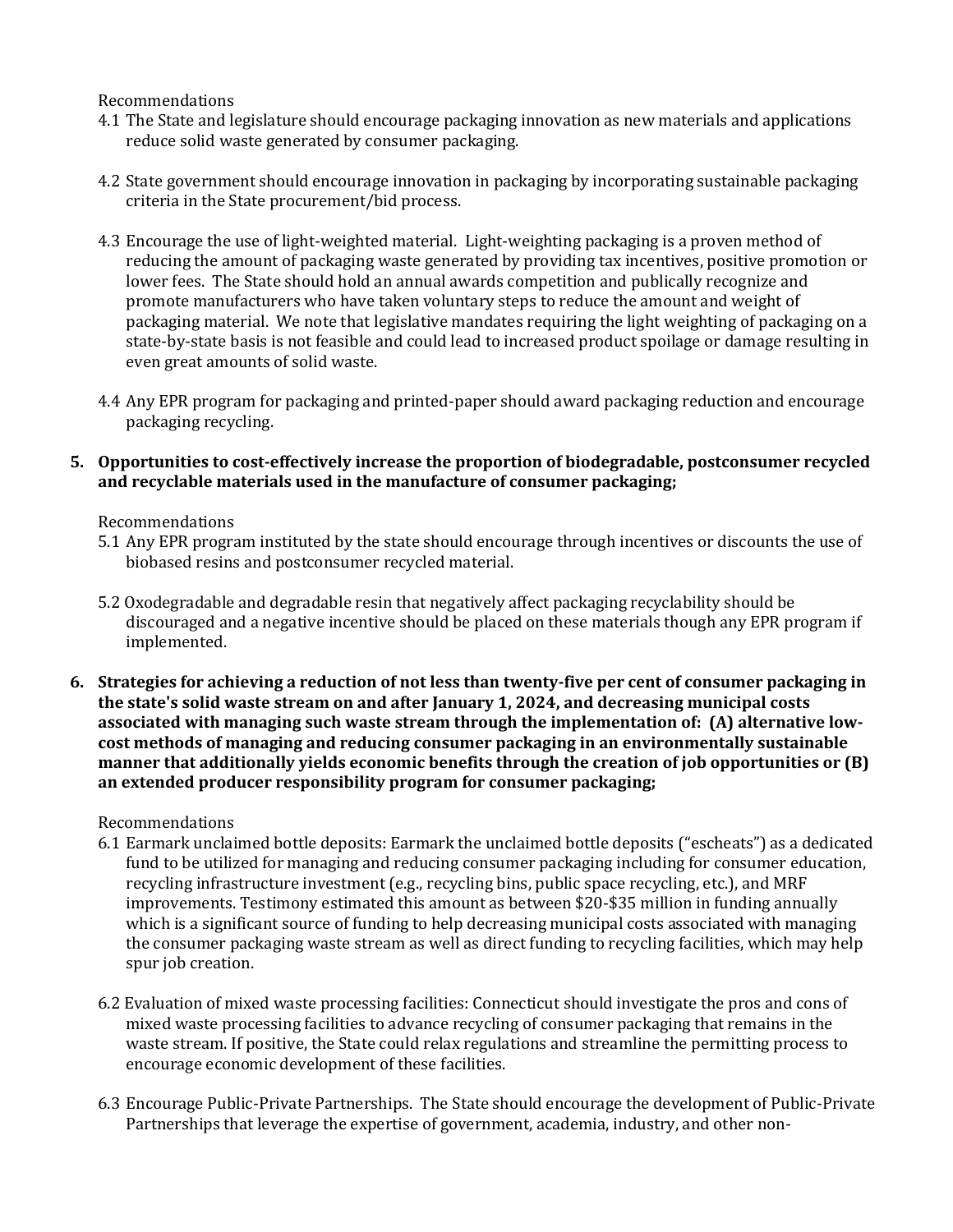Recommendations

4.1 The State and legislature should encourage packaging innovation as new materials and applications reduce solid waste generated by consumer packaging.

4.2 State government should encourage innovation in packaging by incorporating sustainable packaging criteria in the State procurement/bid process.

4.3 Encourage the use of light-weighted material. Light-weighting packaging is a proven method of reducing the amount of packaging waste generated by providing tax incentives, positive promotion or lower fees. The State should hold an annual awards competition and publically recognize and promote manufacturers who have taken voluntary steps to reduce the amount and weight of packaging material. We note that legislative mandates requiring the light weighting of packaging on a state-by-state basis is not feasible and could lead to increased product spoilage or damage resulting in even great amounts of solid waste.

4.4 Any EPR program for packaging and printed-paper should award packaging reduction and encourage packaging recycling.

**5. Opportunities to cost-effectively increase the proportion of biodegradable, postconsumer recycled and recyclable materials used in the manufacture of consumer packaging;**

Recommendations

5.1 Any EPR program instituted by the state should encourage through incentives or discounts the use of biobased resins and postconsumer recycled material.

5.2 Oxodegradable and degradable resin that negatively affect packaging recyclability should be discouraged and a negative incentive should be placed on these materials though any EPR program if implemented.

**6. Strategies for achieving a reduction of not less than twenty-five per cent of consumer packaging in the state's solid waste stream on and after January 1, 2024, and decreasing municipal costs associated with managing such waste stream through the implementation of: (A) alternative low-cost methods of managing and reducing consumer packaging in an environmentally sustainable manner that additionally yields economic benefits through the creation of job opportunities or (B) an extended producer responsibility program for consumer packaging;**

Recommendations

6.1 Earmark unclaimed bottle deposits: Earmark the unclaimed bottle deposits ("escheats") as a dedicated fund to be utilized for managing and reducing consumer packaging including for consumer education, recycling infrastructure investment (e.g., recycling bins, public space recycling, etc.), and MRF improvements. Testimony estimated this amount as between $20-$35 million in funding annually which is a significant source of funding to help decreasing municipal costs associated with managing the consumer packaging waste stream as well as direct funding to recycling facilities, which may help spur job creation.

6.2 Evaluation of mixed waste processing facilities: Connecticut should investigate the pros and cons of mixed waste processing facilities to advance recycling of consumer packaging that remains in the waste stream. If positive, the State could relax regulations and streamline the permitting process to encourage economic development of these facilities.

6.3 Encourage Public-Private Partnerships. The State should encourage the development of Public-Private Partnerships that leverage the expertise of government, academia, industry, and other non-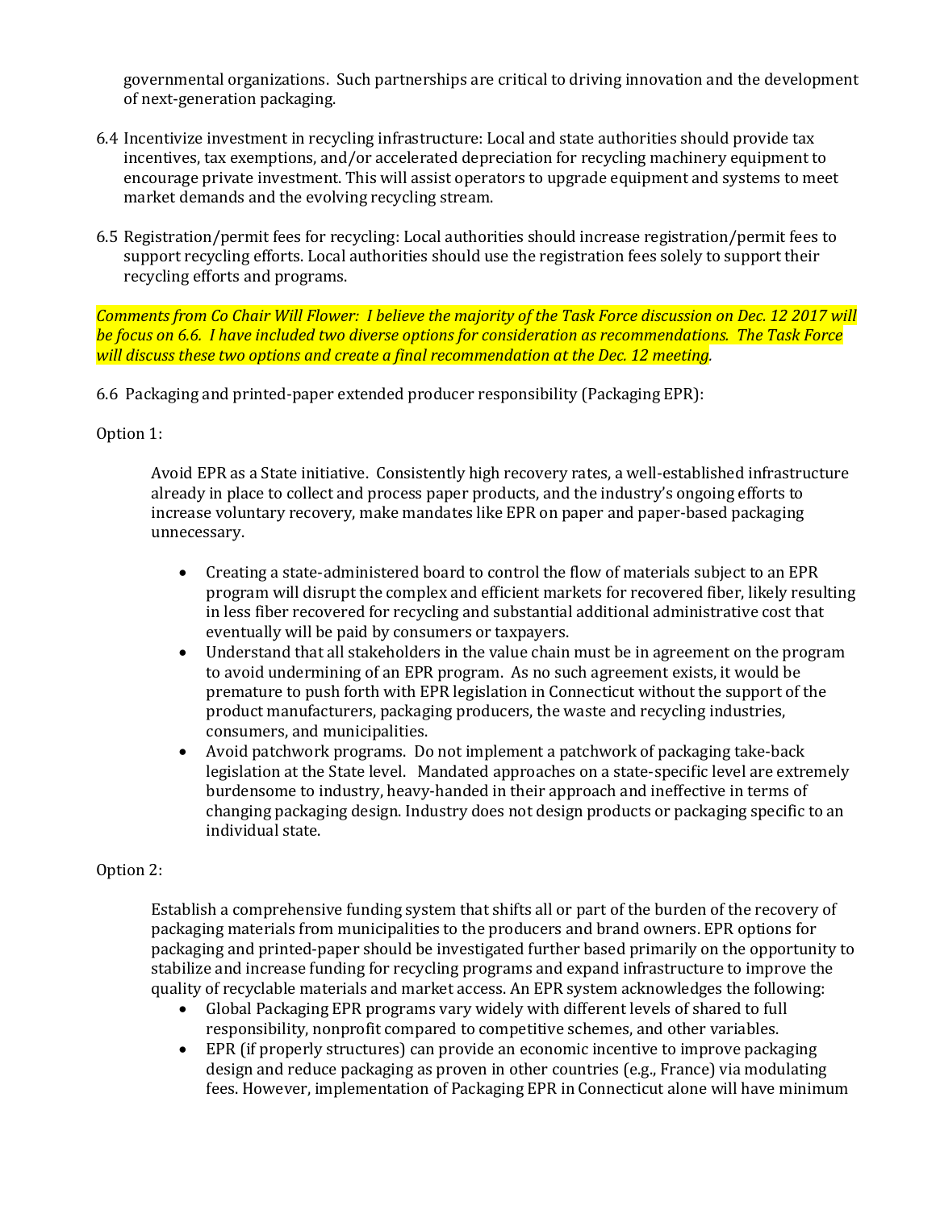governmental organizations. Such partnerships are critical to driving innovation and the development of next-generation packaging.

6.4 Incentivize investment in recycling infrastructure: Local and state authorities should provide tax incentives, tax exemptions, and/or accelerated depreciation for recycling machinery equipment to encourage private investment. This will assist operators to upgrade equipment and systems to meet market demands and the evolving recycling stream.

6.5 Registration/permit fees for recycling: Local authorities should increase registration/permit fees to support recycling efforts. Local authorities should use the registration fees solely to support their recycling efforts and programs.

*Comments from Co Chair Will Flower: I believe the majority of the Task Force discussion on Dec. 12 2017 will be focus on 6.6. I have included two diverse options for consideration as recommendations. The Task Force will discuss these two options and create a final recommendation at the Dec. 12 meeting.*

6.6 Packaging and printed-paper extended producer responsibility (Packaging EPR):

Option 1:

Avoid EPR as a State initiative. Consistently high recovery rates, a well-established infrastructure already in place to collect and process paper products, and the industry's ongoing efforts to increase voluntary recovery, make mandates like EPR on paper and paper-based packaging unnecessary.

- Creating a state-administered board to control the flow of materials subject to an EPR program will disrupt the complex and efficient markets for recovered fiber, likely resulting in less fiber recovered for recycling and substantial additional administrative cost that eventually will be paid by consumers or taxpayers.
- Understand that all stakeholders in the value chain must be in agreement on the program to avoid undermining of an EPR program. As no such agreement exists, it would be premature to push forth with EPR legislation in Connecticut without the support of the product manufacturers, packaging producers, the waste and recycling industries, consumers, and municipalities.
- Avoid patchwork programs. Do not implement a patchwork of packaging take-back legislation at the State level. Mandated approaches on a state-specific level are extremely burdensome to industry, heavy-handed in their approach and ineffective in terms of changing packaging design. Industry does not design products or packaging specific to an individual state.

Option 2:

Establish a comprehensive funding system that shifts all or part of the burden of the recovery of packaging materials from municipalities to the producers and brand owners. EPR options for packaging and printed-paper should be investigated further based primarily on the opportunity to stabilize and increase funding for recycling programs and expand infrastructure to improve the quality of recyclable materials and market access. An EPR system acknowledges the following:

- Global Packaging EPR programs vary widely with different levels of shared to full responsibility, nonprofit compared to competitive schemes, and other variables.
- EPR (if properly structures) can provide an economic incentive to improve packaging design and reduce packaging as proven in other countries (e.g., France) via modulating fees. However, implementation of Packaging EPR in Connecticut alone will have minimum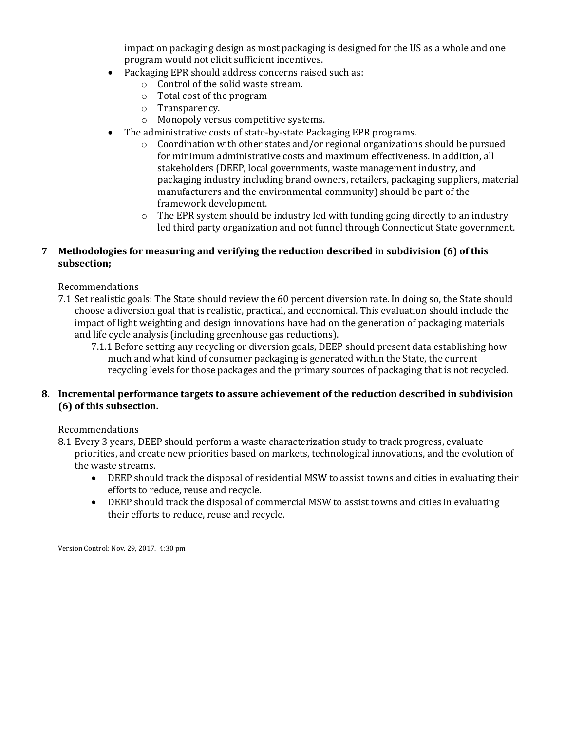impact on packaging design as most packaging is designed for the US as a whole and one program would not elicit sufficient incentives.

- Packaging EPR should address concerns raised such as:
  - Control of the solid waste stream.
  - Total cost of the program
  - Transparency.
  - Monopoly versus competitive systems.
- The administrative costs of state-by-state Packaging EPR programs.
  - Coordination with other states and/or regional organizations should be pursued for minimum administrative costs and maximum effectiveness. In addition, all stakeholders (DEEP, local governments, waste management industry, and packaging industry including brand owners, retailers, packaging suppliers, material manufacturers and the environmental community) should be part of the framework development.
  - The EPR system should be industry led with funding going directly to an industry led third party organization and not funnel through Connecticut State government.

## 7 Methodologies for measuring and verifying the reduction described in subdivision (6) of this subsection;

Recommendations

7.1 Set realistic goals: The State should review the 60 percent diversion rate. In doing so, the State should choose a diversion goal that is realistic, practical, and economical. This evaluation should include the impact of light weighting and design innovations have had on the generation of packaging materials and life cycle analysis (including greenhouse gas reductions).

7.1.1 Before setting any recycling or diversion goals, DEEP should present data establishing how much and what kind of consumer packaging is generated within the State, the current recycling levels for those packages and the primary sources of packaging that is not recycled.

## 8. Incremental performance targets to assure achievement of the reduction described in subdivision (6) of this subsection.

Recommendations

8.1 Every 3 years, DEEP should perform a waste characterization study to track progress, evaluate priorities, and create new priorities based on markets, technological innovations, and the evolution of the waste streams.

- DEEP should track the disposal of residential MSW to assist towns and cities in evaluating their efforts to reduce, reuse and recycle.
- DEEP should track the disposal of commercial MSW to assist towns and cities in evaluating their efforts to reduce, reuse and recycle.

Version Control: Nov. 29, 2017. 4:30 pm